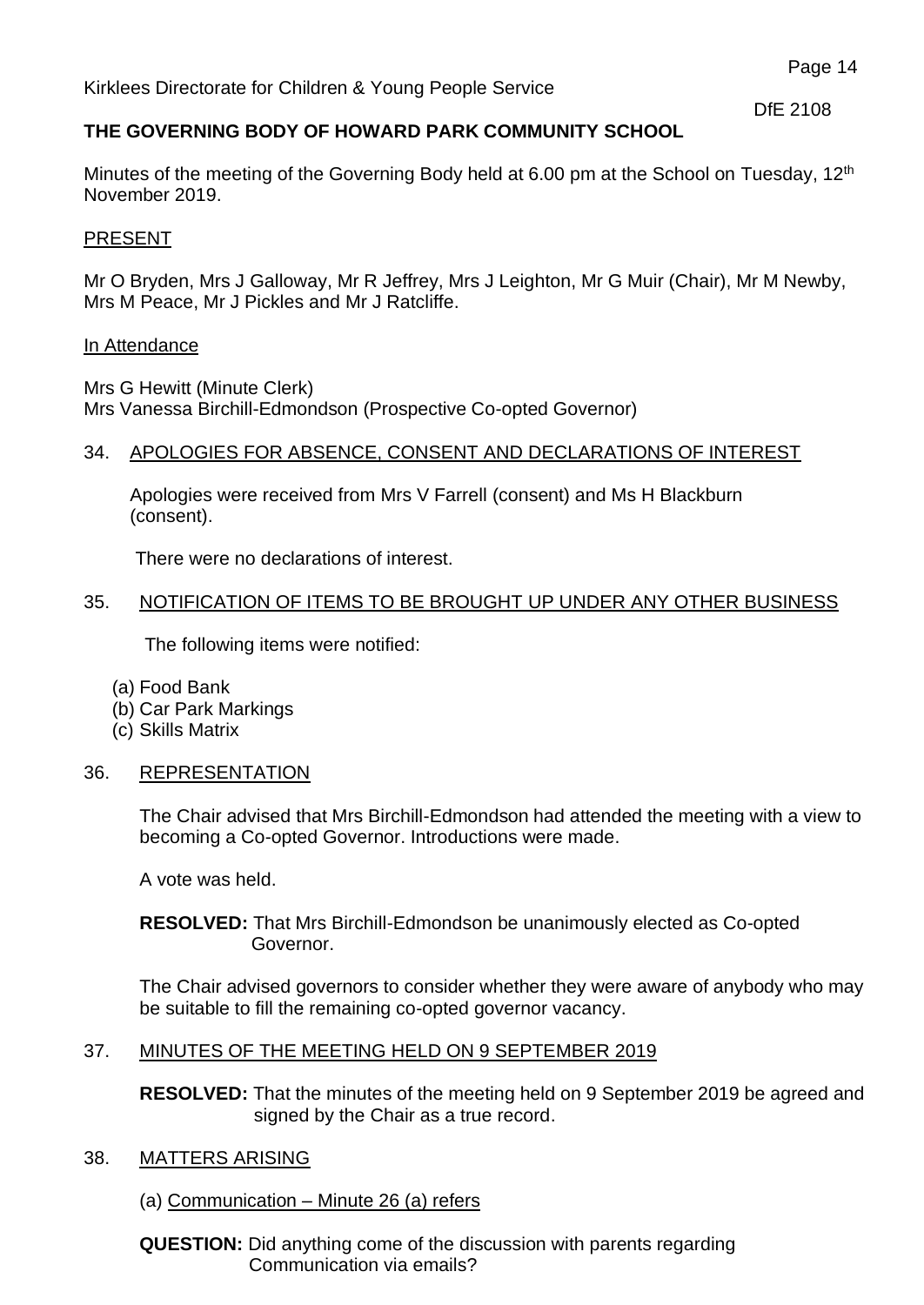Kirklees Directorate for Children & Young People Service

DfE 2108

**THE GOVERNING BODY OF HOWARD PARK COMMUNITY SCHOOL**

Minutes of the meeting of the Governing Body held at 6.00 pm at the School on Tuesday, 12th November 2019.

PRESENT

Mr O Bryden, Mrs J Galloway, Mr R Jeffrey, Mrs J Leighton, Mr G Muir (Chair), Mr M Newby, Mrs M Peace, Mr J Pickles and Mr J Ratcliffe.

In Attendance

Mrs G Hewitt (Minute Clerk)
Mrs Vanessa Birchill-Edmondson (Prospective Co-opted Governor)

34. APOLOGIES FOR ABSENCE, CONSENT AND DECLARATIONS OF INTEREST

Apologies were received from Mrs V Farrell (consent) and Ms H Blackburn (consent).

There were no declarations of interest.

35. NOTIFICATION OF ITEMS TO BE BROUGHT UP UNDER ANY OTHER BUSINESS

The following items were notified:

(a) Food Bank
(b) Car Park Markings
(c) Skills Matrix

36. REPRESENTATION

The Chair advised that Mrs Birchill-Edmondson had attended the meeting with a view to becoming a Co-opted Governor. Introductions were made.

A vote was held.

**RESOLVED:** That Mrs Birchill-Edmondson be unanimously elected as Co-opted Governor.

The Chair advised governors to consider whether they were aware of anybody who may be suitable to fill the remaining co-opted governor vacancy.

37. MINUTES OF THE MEETING HELD ON 9 SEPTEMBER 2019

**RESOLVED:** That the minutes of the meeting held on 9 September 2019 be agreed and signed by the Chair as a true record.

38. MATTERS ARISING

(a) Communication – Minute 26 (a) refers

**QUESTION:** Did anything come of the discussion with parents regarding Communication via emails?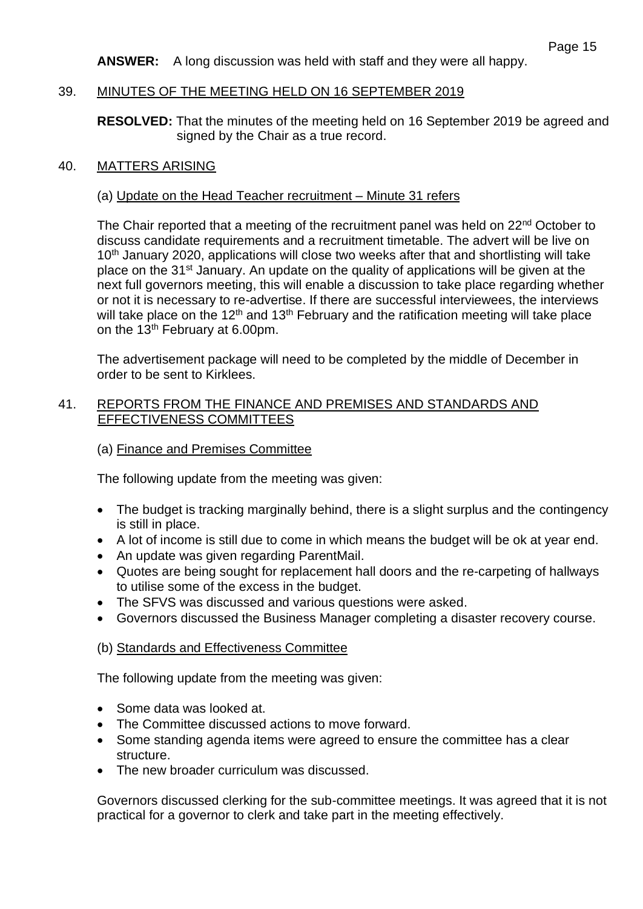**ANSWER:** A long discussion was held with staff and they were all happy.

39. MINUTES OF THE MEETING HELD ON 16 SEPTEMBER 2019

**RESOLVED:** That the minutes of the meeting held on 16 September 2019 be agreed and signed by the Chair as a true record.

40. MATTERS ARISING

(a) Update on the Head Teacher recruitment – Minute 31 refers

The Chair reported that a meeting of the recruitment panel was held on 22nd October to discuss candidate requirements and a recruitment timetable. The advert will be live on 10th January 2020, applications will close two weeks after that and shortlisting will take place on the 31st January. An update on the quality of applications will be given at the next full governors meeting, this will enable a discussion to take place regarding whether or not it is necessary to re-advertise. If there are successful interviewees, the interviews will take place on the 12th and 13th February and the ratification meeting will take place on the 13th February at 6.00pm.

The advertisement package will need to be completed by the middle of December in order to be sent to Kirklees.

41. REPORTS FROM THE FINANCE AND PREMISES AND STANDARDS AND EFFECTIVENESS COMMITTEES

(a) Finance and Premises Committee

The following update from the meeting was given:

- The budget is tracking marginally behind, there is a slight surplus and the contingency is still in place.
- A lot of income is still due to come in which means the budget will be ok at year end.
- An update was given regarding ParentMail.
- Quotes are being sought for replacement hall doors and the re-carpeting of hallways to utilise some of the excess in the budget.
- The SFVS was discussed and various questions were asked.
- Governors discussed the Business Manager completing a disaster recovery course.

(b) Standards and Effectiveness Committee

The following update from the meeting was given:

- Some data was looked at.
- The Committee discussed actions to move forward.
- Some standing agenda items were agreed to ensure the committee has a clear structure.
- The new broader curriculum was discussed.

Governors discussed clerking for the sub-committee meetings. It was agreed that it is not practical for a governor to clerk and take part in the meeting effectively.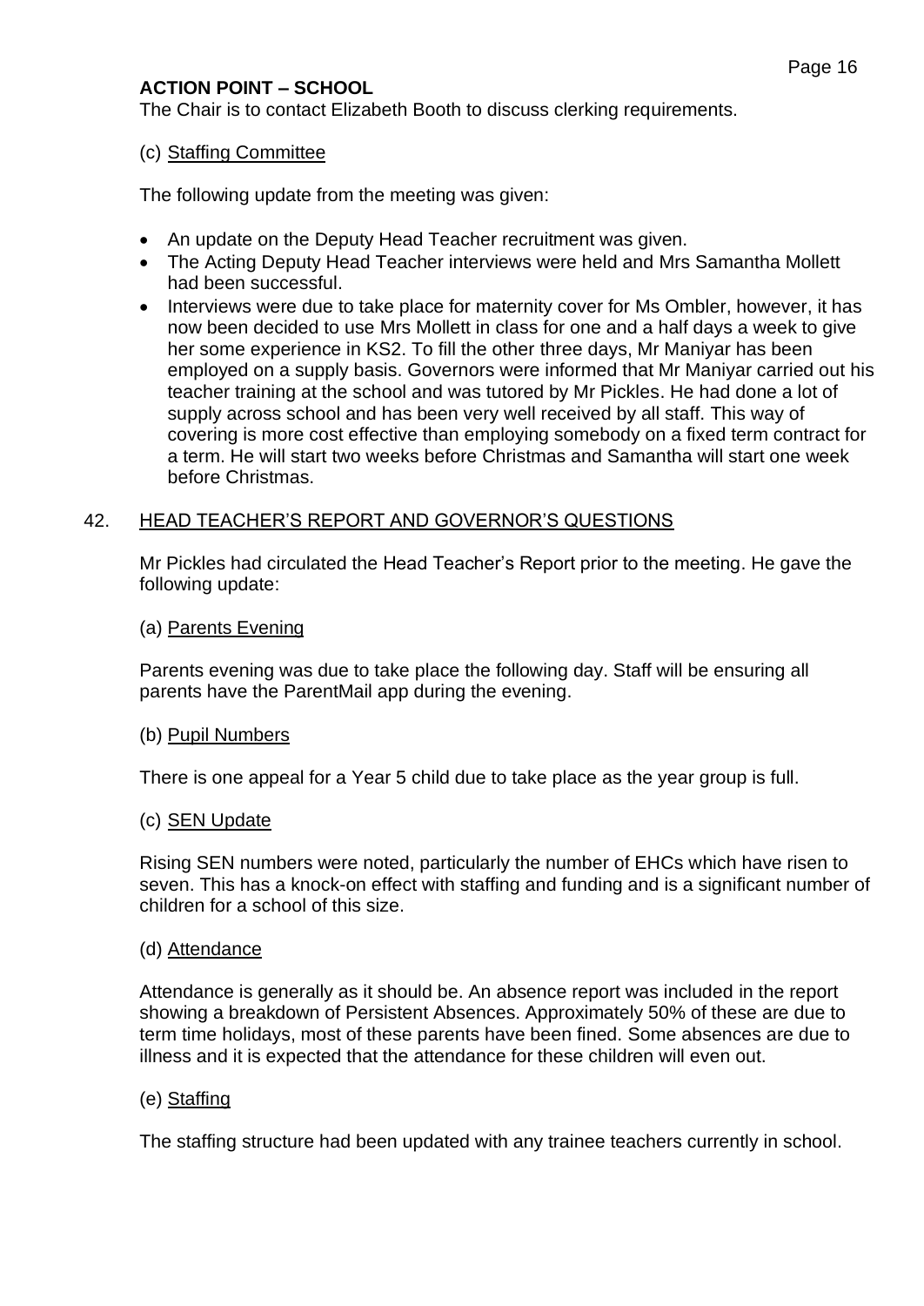**ACTION POINT – SCHOOL**

The Chair is to contact Elizabeth Booth to discuss clerking requirements.

(c) <u>Staffing Committee</u>

The following update from the meeting was given:

- An update on the Deputy Head Teacher recruitment was given.
- The Acting Deputy Head Teacher interviews were held and Mrs Samantha Mollett had been successful.
- Interviews were due to take place for maternity cover for Ms Ombler, however, it has now been decided to use Mrs Mollett in class for one and a half days a week to give her some experience in KS2. To fill the other three days, Mr Maniyar has been employed on a supply basis. Governors were informed that Mr Maniyar carried out his teacher training at the school and was tutored by Mr Pickles. He had done a lot of supply across school and has been very well received by all staff. This way of covering is more cost effective than employing somebody on a fixed term contract for a term. He will start two weeks before Christmas and Samantha will start one week before Christmas.

## 42. HEAD TEACHER'S REPORT AND GOVERNOR'S QUESTIONS

Mr Pickles had circulated the Head Teacher's Report prior to the meeting. He gave the following update:

(a) <u>Parents Evening</u>

Parents evening was due to take place the following day. Staff will be ensuring all parents have the ParentMail app during the evening.

(b) <u>Pupil Numbers</u>

There is one appeal for a Year 5 child due to take place as the year group is full.

(c) <u>SEN Update</u>

Rising SEN numbers were noted, particularly the number of EHCs which have risen to seven. This has a knock-on effect with staffing and funding and is a significant number of children for a school of this size.

(d) <u>Attendance</u>

Attendance is generally as it should be. An absence report was included in the report showing a breakdown of Persistent Absences. Approximately 50% of these are due to term time holidays, most of these parents have been fined. Some absences are due to illness and it is expected that the attendance for these children will even out.

(e) <u>Staffing</u>

The staffing structure had been updated with any trainee teachers currently in school.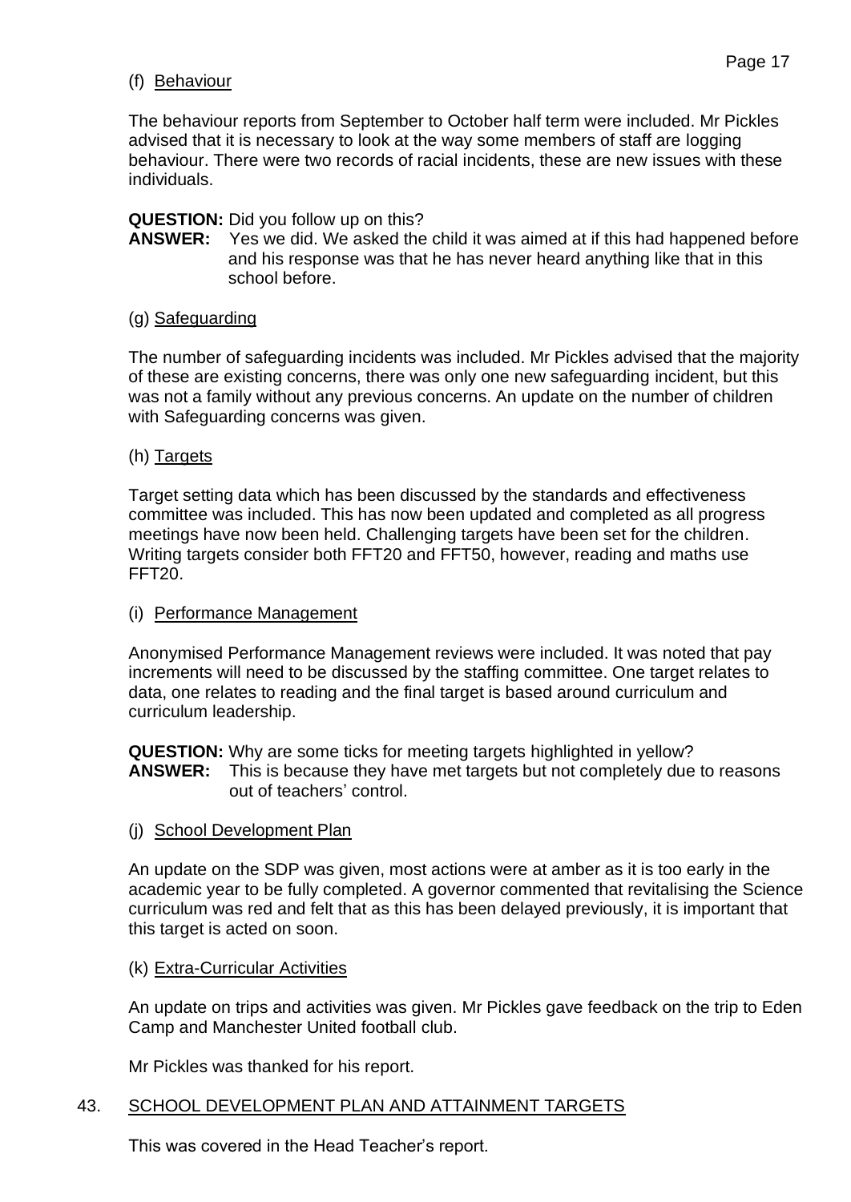(f) Behaviour

The behaviour reports from September to October half term were included. Mr Pickles advised that it is necessary to look at the way some members of staff are logging behaviour. There were two records of racial incidents, these are new issues with these individuals.

**QUESTION:** Did you follow up on this?
**ANSWER:** Yes we did. We asked the child it was aimed at if this had happened before and his response was that he has never heard anything like that in this school before.

(g) Safeguarding

The number of safeguarding incidents was included. Mr Pickles advised that the majority of these are existing concerns, there was only one new safeguarding incident, but this was not a family without any previous concerns. An update on the number of children with Safeguarding concerns was given.

(h) Targets

Target setting data which has been discussed by the standards and effectiveness committee was included. This has now been updated and completed as all progress meetings have now been held. Challenging targets have been set for the children. Writing targets consider both FFT20 and FFT50, however, reading and maths use FFT20.

(i) Performance Management

Anonymised Performance Management reviews were included. It was noted that pay increments will need to be discussed by the staffing committee. One target relates to data, one relates to reading and the final target is based around curriculum and curriculum leadership.

**QUESTION:** Why are some ticks for meeting targets highlighted in yellow?
**ANSWER:** This is because they have met targets but not completely due to reasons out of teachers' control.

(j) School Development Plan

An update on the SDP was given, most actions were at amber as it is too early in the academic year to be fully completed. A governor commented that revitalising the Science curriculum was red and felt that as this has been delayed previously, it is important that this target is acted on soon.

(k) Extra-Curricular Activities

An update on trips and activities was given. Mr Pickles gave feedback on the trip to Eden Camp and Manchester United football club.

Mr Pickles was thanked for his report.

43. SCHOOL DEVELOPMENT PLAN AND ATTAINMENT TARGETS

This was covered in the Head Teacher's report.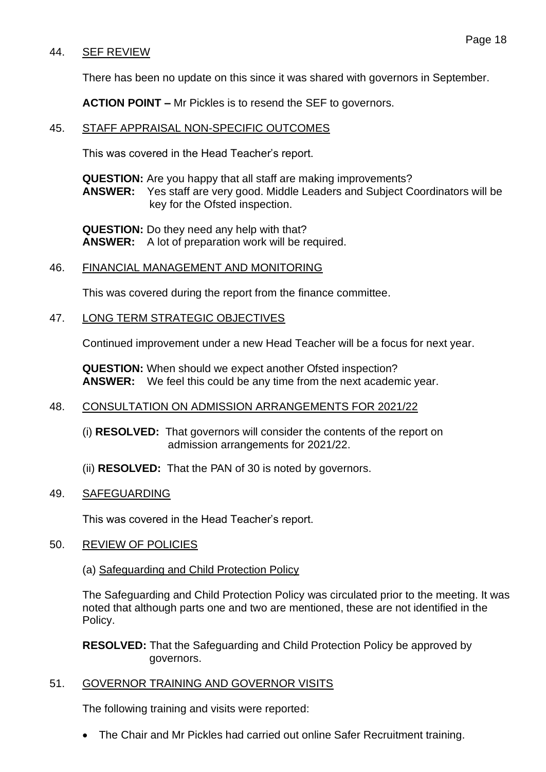44. SEF REVIEW

There has been no update on this since it was shared with governors in September.

**ACTION POINT –** Mr Pickles is to resend the SEF to governors.

45. STAFF APPRAISAL NON-SPECIFIC OUTCOMES

This was covered in the Head Teacher's report.

**QUESTION:** Are you happy that all staff are making improvements?
**ANSWER:** Yes staff are very good. Middle Leaders and Subject Coordinators will be key for the Ofsted inspection.

**QUESTION:** Do they need any help with that?
**ANSWER:** A lot of preparation work will be required.

46. FINANCIAL MANAGEMENT AND MONITORING

This was covered during the report from the finance committee.

47. LONG TERM STRATEGIC OBJECTIVES

Continued improvement under a new Head Teacher will be a focus for next year.

**QUESTION:** When should we expect another Ofsted inspection?
**ANSWER:** We feel this could be any time from the next academic year.

48. CONSULTATION ON ADMISSION ARRANGEMENTS FOR 2021/22

(i) **RESOLVED:** That governors will consider the contents of the report on admission arrangements for 2021/22.

(ii) **RESOLVED:** That the PAN of 30 is noted by governors.

49. SAFEGUARDING

This was covered in the Head Teacher's report.

50. REVIEW OF POLICIES

(a) Safeguarding and Child Protection Policy

The Safeguarding and Child Protection Policy was circulated prior to the meeting. It was noted that although parts one and two are mentioned, these are not identified in the Policy.

**RESOLVED:** That the Safeguarding and Child Protection Policy be approved by governors.

51. GOVERNOR TRAINING AND GOVERNOR VISITS

The following training and visits were reported:

- The Chair and Mr Pickles had carried out online Safer Recruitment training.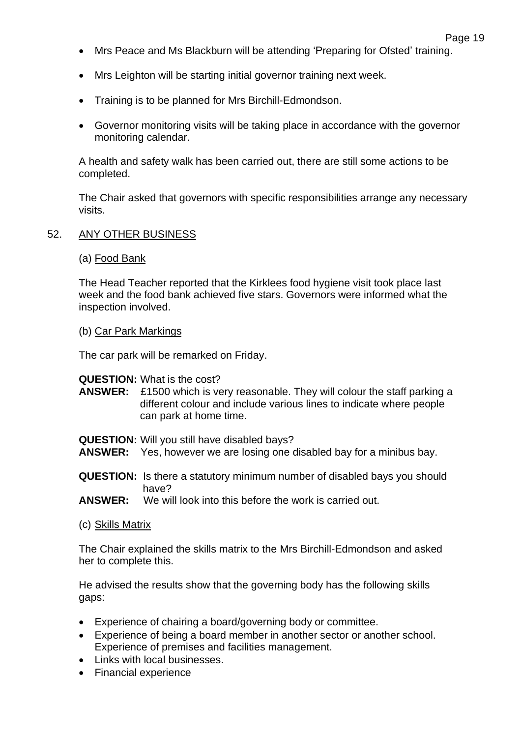- Mrs Peace and Ms Blackburn will be attending 'Preparing for Ofsted' training.
- Mrs Leighton will be starting initial governor training next week.
- Training is to be planned for Mrs Birchill-Edmondson.
- Governor monitoring visits will be taking place in accordance with the governor monitoring calendar.

A health and safety walk has been carried out, there are still some actions to be completed.

The Chair asked that governors with specific responsibilities arrange any necessary visits.

52. ANY OTHER BUSINESS

(a) Food Bank

The Head Teacher reported that the Kirklees food hygiene visit took place last week and the food bank achieved five stars. Governors were informed what the inspection involved.

(b) Car Park Markings

The car park will be remarked on Friday.

**QUESTION:** What is the cost?
**ANSWER:** £1500 which is very reasonable. They will colour the staff parking a different colour and include various lines to indicate where people can park at home time.

**QUESTION:** Will you still have disabled bays?
**ANSWER:** Yes, however we are losing one disabled bay for a minibus bay.

**QUESTION:** Is there a statutory minimum number of disabled bays you should have?
**ANSWER:** We will look into this before the work is carried out.

(c) Skills Matrix

The Chair explained the skills matrix to the Mrs Birchill-Edmondson and asked her to complete this.

He advised the results show that the governing body has the following skills gaps:

- Experience of chairing a board/governing body or committee.
- Experience of being a board member in another sector or another school. Experience of premises and facilities management.
- Links with local businesses.
- Financial experience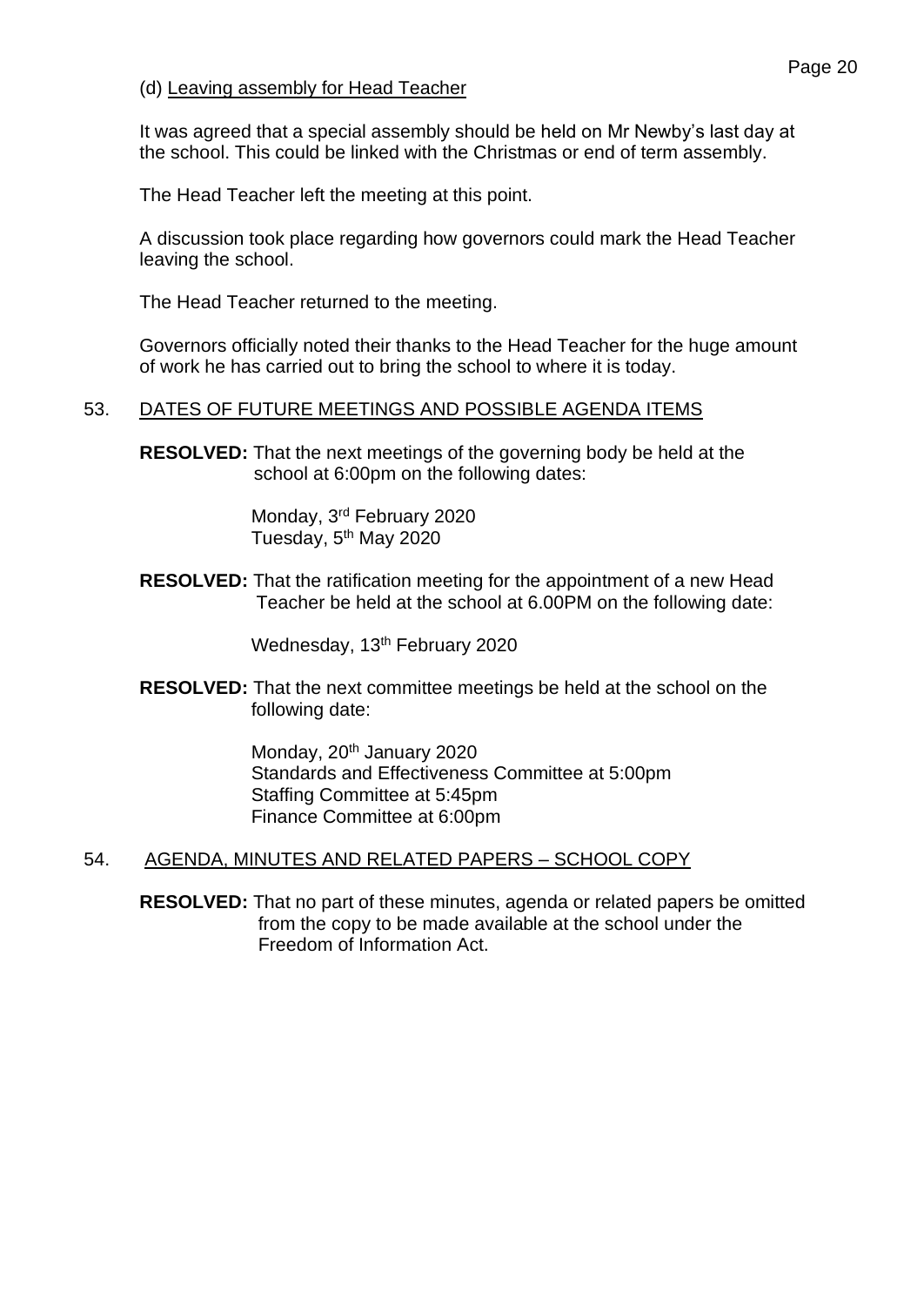(d) Leaving assembly for Head Teacher

It was agreed that a special assembly should be held on Mr Newby's last day at the school. This could be linked with the Christmas or end of term assembly.

The Head Teacher left the meeting at this point.

A discussion took place regarding how governors could mark the Head Teacher leaving the school.

The Head Teacher returned to the meeting.

Governors officially noted their thanks to the Head Teacher for the huge amount of work he has carried out to bring the school to where it is today.

## 53. DATES OF FUTURE MEETINGS AND POSSIBLE AGENDA ITEMS

**RESOLVED:** That the next meetings of the governing body be held at the school at 6:00pm on the following dates:

Monday, 3rd February 2020
Tuesday, 5th May 2020

**RESOLVED:** That the ratification meeting for the appointment of a new Head Teacher be held at the school at 6.00PM on the following date:

Wednesday, 13th February 2020

**RESOLVED:** That the next committee meetings be held at the school on the following date:

Monday, 20th January 2020
Standards and Effectiveness Committee at 5:00pm
Staffing Committee at 5:45pm
Finance Committee at 6:00pm

## 54. AGENDA, MINUTES AND RELATED PAPERS – SCHOOL COPY

**RESOLVED:** That no part of these minutes, agenda or related papers be omitted from the copy to be made available at the school under the Freedom of Information Act.